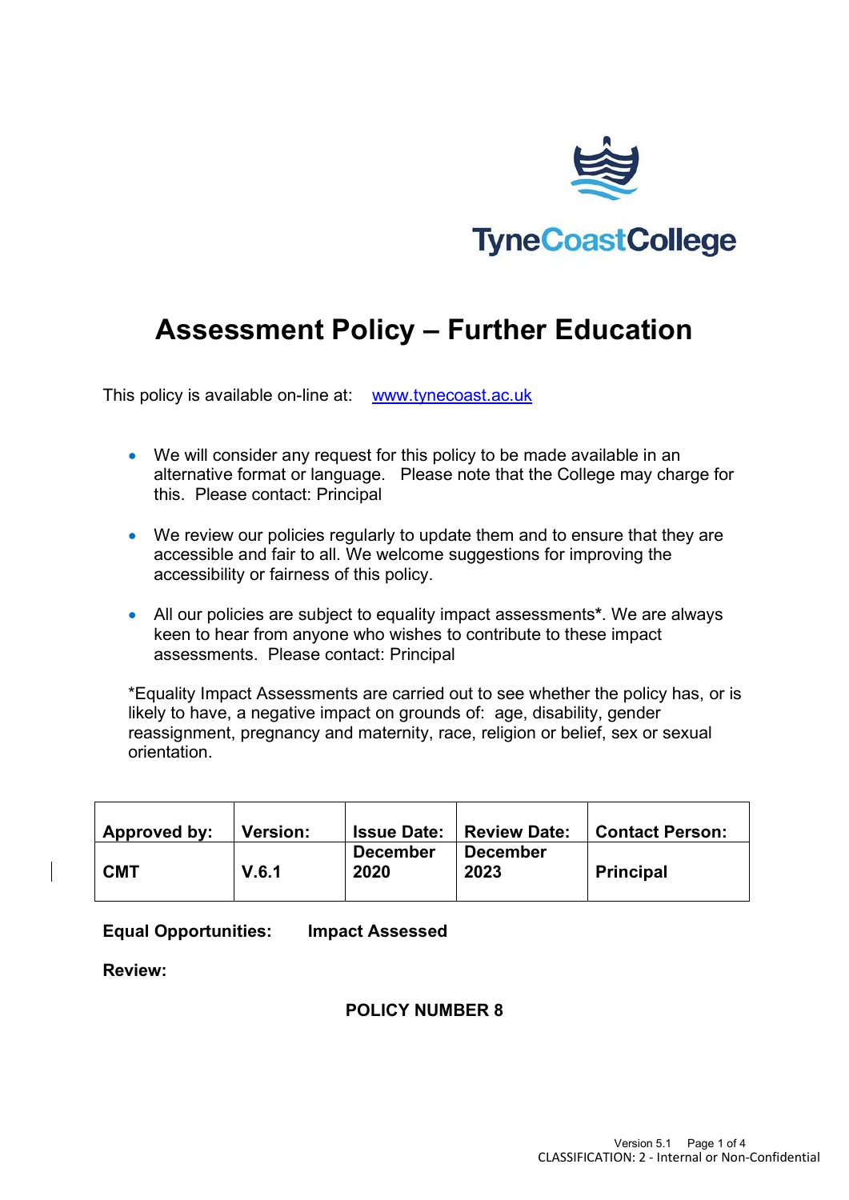TyneCoastCollege

# Assessment Policy – Further Education

This policy is available on-line at: [www.tynecoast.ac.uk](http://www.tynecoast.ac.uk)

- We will consider any request for this policy to be made available in an alternative format or language. Please note that the College may charge for this. Please contact: Principal
- We review our policies regularly to update them and to ensure that they are accessible and fair to all. We welcome suggestions for improving the accessibility or fairness of this policy.
- All our policies are subject to equality impact assessments*. We are always keen to hear from anyone who wishes to contribute to these impact assessments. Please contact: Principal

*Equality Impact Assessments are carried out to see whether the policy has, or is likely to have, a negative impact on grounds of: age, disability, gender reassignment, pregnancy and maternity, race, religion or belief, sex or sexual orientation.

| Approved by: | Version: | Issue Date: | Review Date: | Contact Person: |
|---|---|---|---|---|
| CMT | V.6.1 | December 2020 | December 2023 | Principal |

**Equal Opportunities:** **Impact Assessed**

**Review:**

**POLICY NUMBER 8**

Version 5.1

CLASSIFICATION: 2 - Internal or Non-Confidential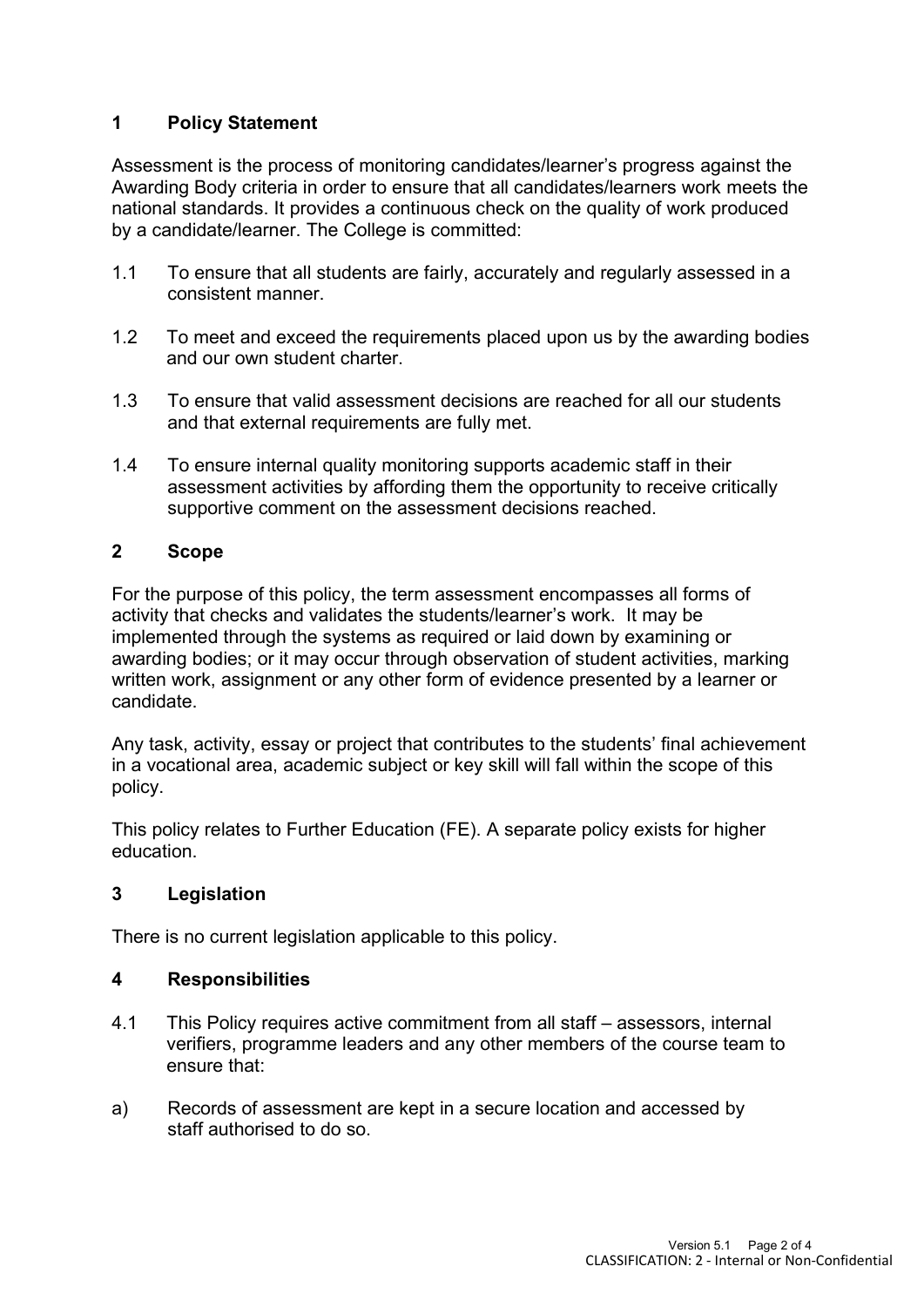## 1 Policy Statement

Assessment is the process of monitoring candidates/learner's progress against the Awarding Body criteria in order to ensure that all candidates/learners work meets the national standards. It provides a continuous check on the quality of work produced by a candidate/learner. The College is committed:

1.1 To ensure that all students are fairly, accurately and regularly assessed in a consistent manner.

1.2 To meet and exceed the requirements placed upon us by the awarding bodies and our own student charter.

1.3 To ensure that valid assessment decisions are reached for all our students and that external requirements are fully met.

1.4 To ensure internal quality monitoring supports academic staff in their assessment activities by affording them the opportunity to receive critically supportive comment on the assessment decisions reached.

## 2 Scope

For the purpose of this policy, the term assessment encompasses all forms of activity that checks and validates the students/learner's work. It may be implemented through the systems as required or laid down by examining or awarding bodies; or it may occur through observation of student activities, marking written work, assignment or any other form of evidence presented by a learner or candidate.

Any task, activity, essay or project that contributes to the students' final achievement in a vocational area, academic subject or key skill will fall within the scope of this policy.

This policy relates to Further Education (FE). A separate policy exists for higher education.

## 3 Legislation

There is no current legislation applicable to this policy.

## 4 Responsibilities

4.1 This Policy requires active commitment from all staff – assessors, internal verifiers, programme leaders and any other members of the course team to ensure that:

a) Records of assessment are kept in a secure location and accessed by staff authorised to do so.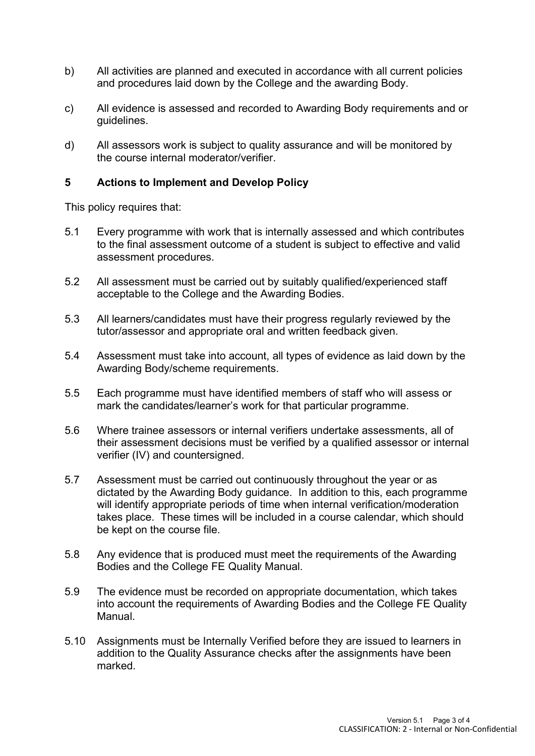b) All activities are planned and executed in accordance with all current policies and procedures laid down by the College and the awarding Body.

c) All evidence is assessed and recorded to Awarding Body requirements and or guidelines.

d) All assessors work is subject to quality assurance and will be monitored by the course internal moderator/verifier.

## 5 Actions to Implement and Develop Policy

This policy requires that:

5.1 Every programme with work that is internally assessed and which contributes to the final assessment outcome of a student is subject to effective and valid assessment procedures.

5.2 All assessment must be carried out by suitably qualified/experienced staff acceptable to the College and the Awarding Bodies.

5.3 All learners/candidates must have their progress regularly reviewed by the tutor/assessor and appropriate oral and written feedback given.

5.4 Assessment must take into account, all types of evidence as laid down by the Awarding Body/scheme requirements.

5.5 Each programme must have identified members of staff who will assess or mark the candidates/learner's work for that particular programme.

5.6 Where trainee assessors or internal verifiers undertake assessments, all of their assessment decisions must be verified by a qualified assessor or internal verifier (IV) and countersigned.

5.7 Assessment must be carried out continuously throughout the year or as dictated by the Awarding Body guidance. In addition to this, each programme will identify appropriate periods of time when internal verification/moderation takes place. These times will be included in a course calendar, which should be kept on the course file.

5.8 Any evidence that is produced must meet the requirements of the Awarding Bodies and the College FE Quality Manual.

5.9 The evidence must be recorded on appropriate documentation, which takes into account the requirements of Awarding Bodies and the College FE Quality Manual.

5.10 Assignments must be Internally Verified before they are issued to learners in addition to the Quality Assurance checks after the assignments have been marked.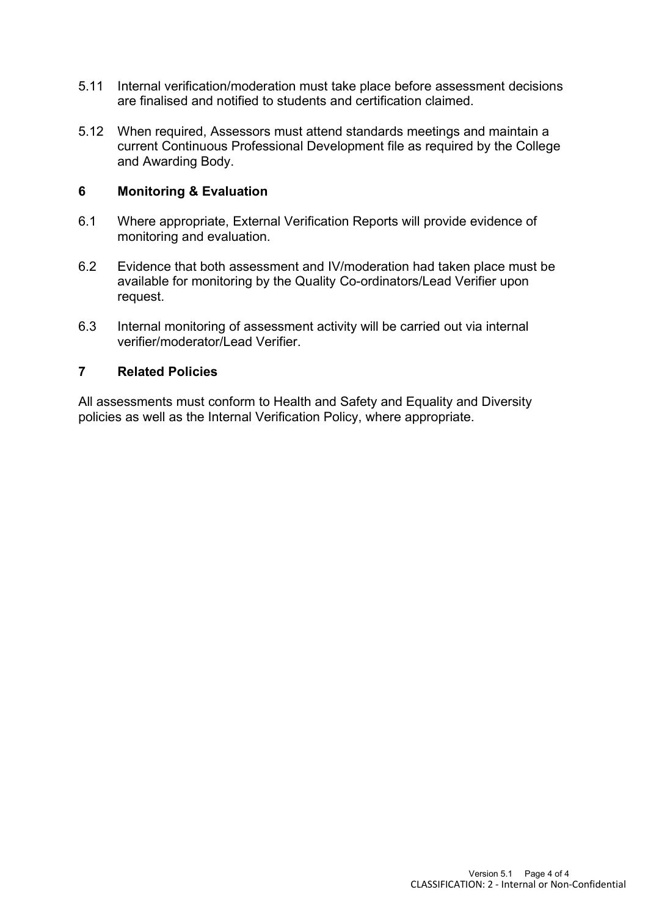5.11 Internal verification/moderation must take place before assessment decisions are finalised and notified to students and certification claimed.

5.12 When required, Assessors must attend standards meetings and maintain a current Continuous Professional Development file as required by the College and Awarding Body.

## 6 Monitoring & Evaluation

6.1 Where appropriate, External Verification Reports will provide evidence of monitoring and evaluation.

6.2 Evidence that both assessment and IV/moderation had taken place must be available for monitoring by the Quality Co-ordinators/Lead Verifier upon request.

6.3 Internal monitoring of assessment activity will be carried out via internal verifier/moderator/Lead Verifier.

## 7 Related Policies

All assessments must conform to Health and Safety and Equality and Diversity policies as well as the Internal Verification Policy, where appropriate.